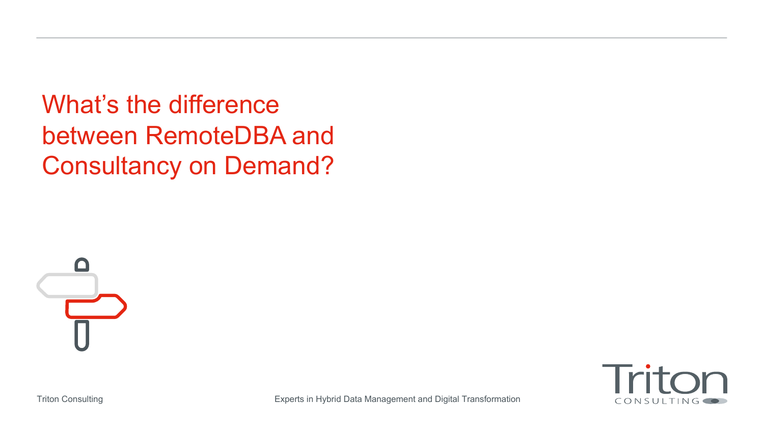# What's the difference between RemoteDBA and Consultancy on Demand?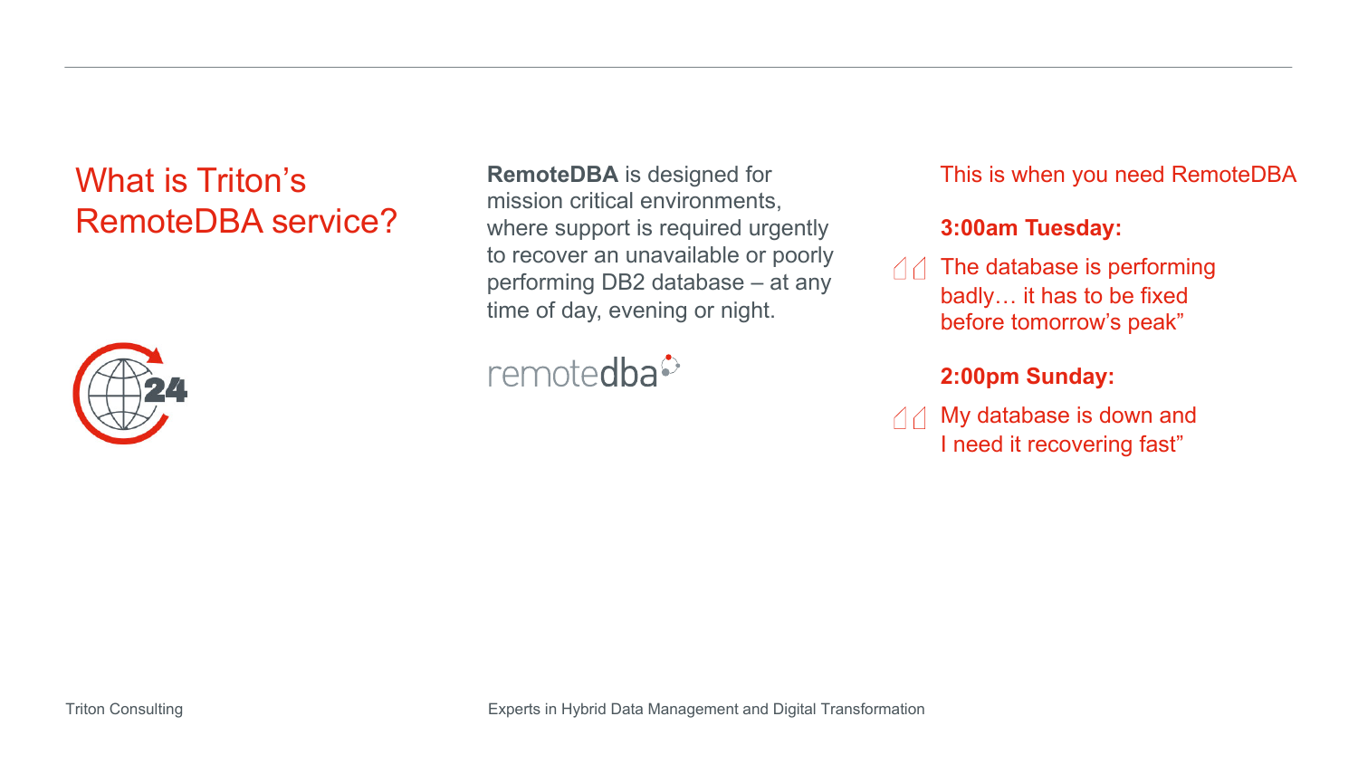# What is Triton's RemoteDBA service?

**RemoteDBA** is designed for mission critical environments, where support is required urgently to recover an unavailable or poorly performing DB2 database – at any time of day, evening or night.

remotedba

This is when you need RemoteDBA

**3:00am Tuesday:**

"The database is performing badly… it has to be fixed before tomorrow's peak"

**2:00pm Sunday:**

"My database is down and I need it recovering fast"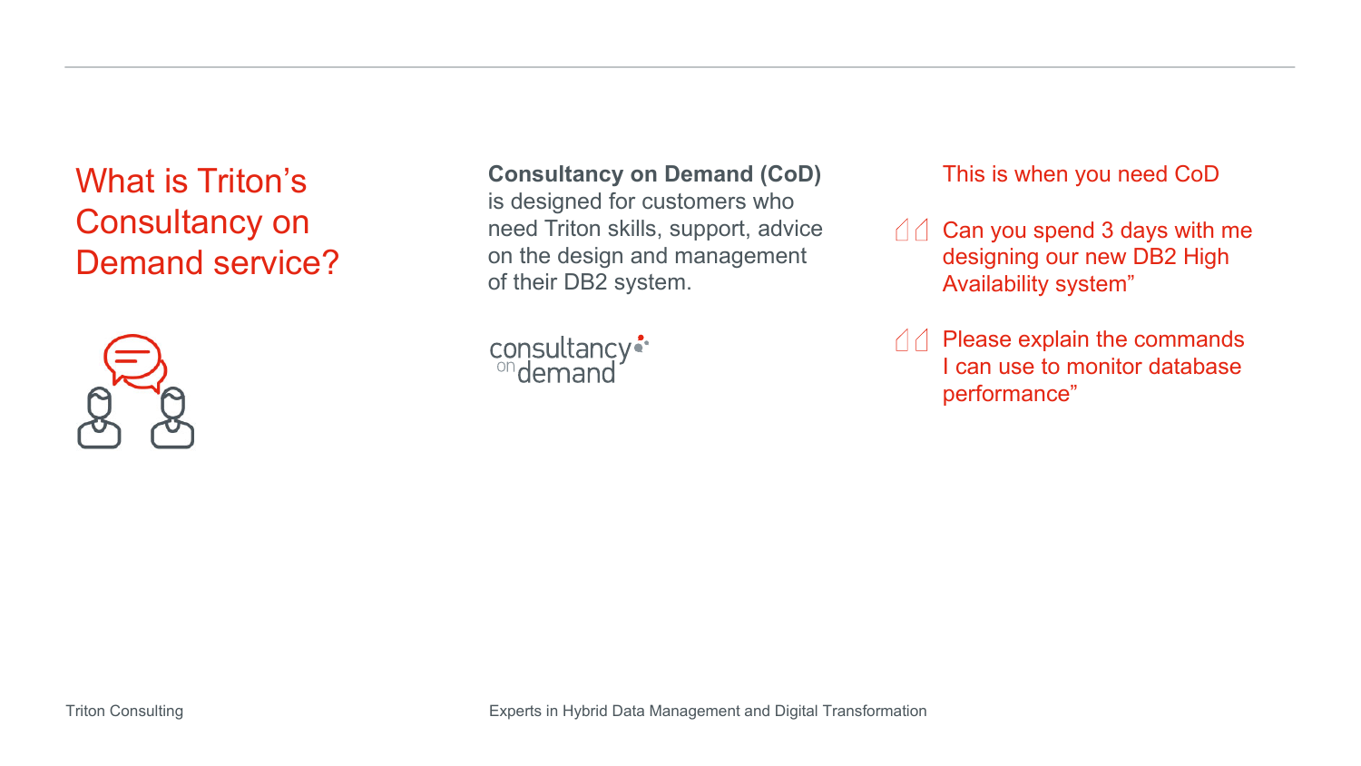# What is Triton's Consultancy on Demand service?

**Consultancy on Demand (CoD)** is designed for customers who need Triton skills, support, advice on the design and management of their DB2 system.

consultancy on demand

This is when you need CoD

> Can you spend 3 days with me designing our new DB2 High Availability system"

> Please explain the commands I can use to monitor database performance"

Triton Consulting

Experts in Hybrid Data Management and Digital Transformation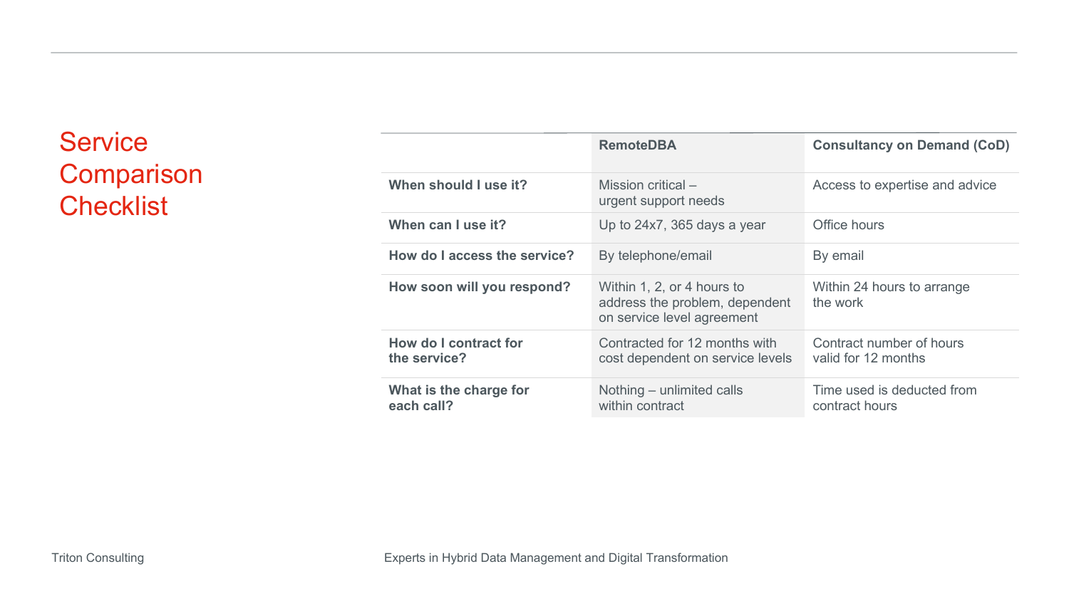# Service Comparison Checklist

| | RemoteDBA | Consultancy on Demand (CoD) |
|---|---|---|
| **When should I use it?** | Mission critical – urgent support needs | Access to expertise and advice |
| **When can I use it?** | Up to 24x7, 365 days a year | Office hours |
| **How do I access the service?** | By telephone/email | By email |
| **How soon will you respond?** | Within 1, 2, or 4 hours to address the problem, dependent on service level agreement | Within 24 hours to arrange the work |
| **How do I contract for the service?** | Contracted for 12 months with cost dependent on service levels | Contract number of hours valid for 12 months |
| **What is the charge for each call?** | Nothing – unlimited calls within contract | Time used is deducted from contract hours |